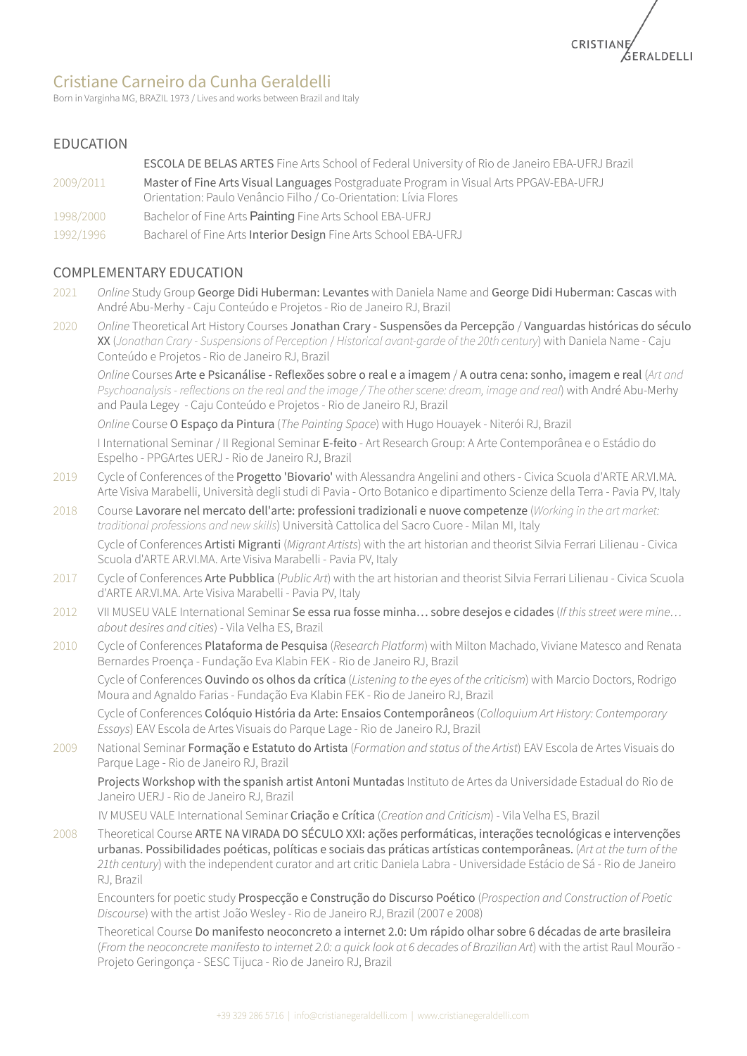# Cristiane Carneiro da Cunha Geraldelli

Born in Varginha MG, BRAZIL 1973 / Lives and works between Brazil and Italy

## EDUCATION

**ESCOLA DE BELAS ARTES** Fine Arts School of Federal University of Rio de Janeiro EBA-UFRJ Brazil

2009/2011 **Master of Fine Arts Visual Languages** Postgraduate Program in Visual Arts PPGAV-EBA-UFRJ
Orientation: Paulo Venâncio Filho / Co-Orientation: Lívia Flores

1998/2000 Bachelor of Fine Arts **Painting** Fine Arts School EBA-UFRJ

1992/1996 Bacharel of Fine Arts **Interior Design** Fine Arts School EBA-UFRJ

## COMPLEMENTARY EDUCATION

2021 *Online* Study Group **George Didi Huberman: Levantes** with Daniela Name and **George Didi Huberman: Cascas** with André Abu-Merhy - Caju Conteúdo e Projetos - Rio de Janeiro RJ, Brazil

2020 *Online* Theoretical Art History Courses **Jonathan Crary - Suspensões da Percepção** / **Vanguardas históricas do século XX** (*Jonathan Crary - Suspensions of Perception / Historical avant-garde of the 20th century*) with Daniela Name - Caju Conteúdo e Projetos - Rio de Janeiro RJ, Brazil

*Online* Courses **Arte e Psicanálise - Reflexões sobre o real e a imagem** / **A outra cena: sonho, imagem e real** (*Art and Psychoanalysis - reflections on the real and the image / The other scene: dream, image and real*) with André Abu-Merhy and Paula Legey - Caju Conteúdo e Projetos - Rio de Janeiro RJ, Brazil

*Online* Course **O Espaço da Pintura** (*The Painting Space*) with Hugo Houayek - Niterói RJ, Brazil

I International Seminar / II Regional Seminar **E-feito** - Art Research Group: A Arte Contemporânea e o Estádio do Espelho - PPGArtes UERJ - Rio de Janeiro RJ, Brazil

2019 Cycle of Conferences of the **Progetto 'Biovario'** with Alessandra Angelini and others - Civica Scuola d'ARTE AR.VI.MA. Arte Visiva Marabelli, Università degli studi di Pavia - Orto Botanico e dipartimento Scienze della Terra - Pavia PV, Italy

2018 Course **Lavorare nel mercato dell'arte: professioni tradizionali e nuove competenze** (*Working in the art market: traditional professions and new skills*) Università Cattolica del Sacro Cuore - Milan MI, Italy

Cycle of Conferences **Artisti Migranti** (*Migrant Artists*) with the art historian and theorist Silvia Ferrari Lilienau - Civica Scuola d'ARTE AR.VI.MA. Arte Visiva Marabelli - Pavia PV, Italy

2017 Cycle of Conferences **Arte Pubblica** (*Public Art*) with the art historian and theorist Silvia Ferrari Lilienau - Civica Scuola d'ARTE AR.VI.MA. Arte Visiva Marabelli - Pavia PV, Italy

2012 VII MUSEU VALE International Seminar **Se essa rua fosse minha… sobre desejos e cidades** (*If this street were mine… about desires and cities*) - Vila Velha ES, Brazil

2010 Cycle of Conferences **Plataforma de Pesquisa** (*Research Platform*) with Milton Machado, Viviane Matesco and Renata Bernardes Proença - Fundação Eva Klabin FEK - Rio de Janeiro RJ, Brazil

Cycle of Conferences **Ouvindo os olhos da crítica** (*Listening to the eyes of the criticism*) with Marcio Doctors, Rodrigo Moura and Agnaldo Farias - Fundação Eva Klabin FEK - Rio de Janeiro RJ, Brazil

Cycle of Conferences **Colóquio História da Arte: Ensaios Contemporâneos** (*Colloquium Art History: Contemporary Essays*) EAV Escola de Artes Visuais do Parque Lage - Rio de Janeiro RJ, Brazil

2009 National Seminar **Formação e Estatuto do Artista** (*Formation and status of the Artist*) EAV Escola de Artes Visuais do Parque Lage - Rio de Janeiro RJ, Brazil

**Projects Workshop with the spanish artist Antoni Muntadas** Instituto de Artes da Universidade Estadual do Rio de Janeiro UERJ - Rio de Janeiro RJ, Brazil

IV MUSEU VALE International Seminar **Criação e Crítica** (*Creation and Criticism*) - Vila Velha ES, Brazil

2008 Theoretical Course **ARTE NA VIRADA DO SÉCULO XXI: ações performáticas, interações tecnológicas e intervenções urbanas. Possibilidades poéticas, políticas e sociais das práticas artísticas contemporâneas.** (*Art at the turn of the 21th century*) with the independent curator and art critic Daniela Labra - Universidade Estácio de Sá - Rio de Janeiro RJ, Brazil

Encounters for poetic study **Prospecção e Construção do Discurso Poético** (*Prospection and Construction of Poetic Discourse*) with the artist João Wesley - Rio de Janeiro RJ, Brazil (2007 e 2008)

Theoretical Course **Do manifesto neoconcreto a internet 2.0: Um rápido olhar sobre 6 décadas de arte brasileira** (*From the neoconcrete manifesto to internet 2.0: a quick look at 6 decades of Brazilian Art*) with the artist Raul Mourão - Projeto Geringonça - SESC Tijuca - Rio de Janeiro RJ, Brazil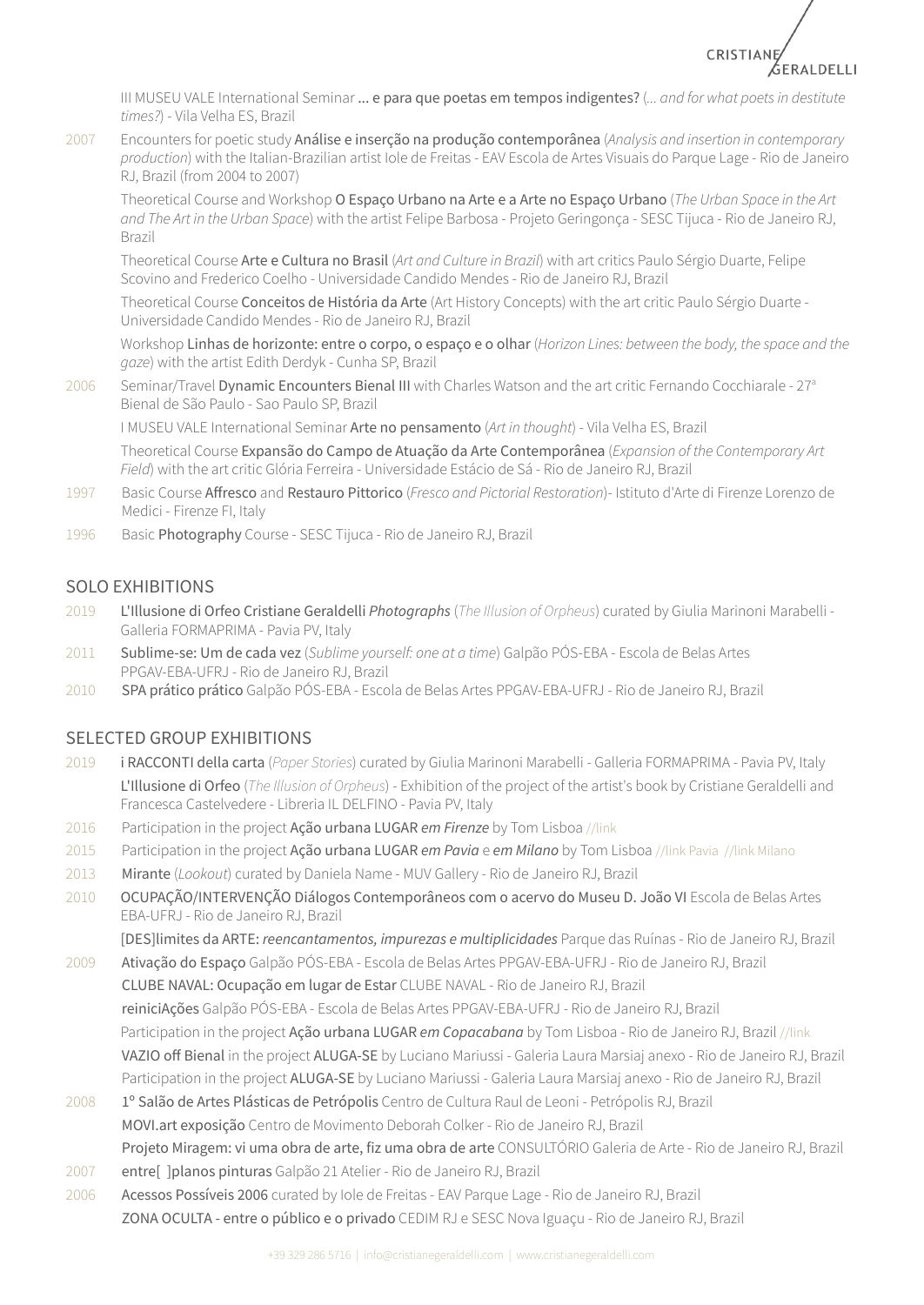III MUSEU VALE International Seminar **... e para que poetas em tempos indigentes?** (*... and for what poets in destitute times?*) - Vila Velha ES, Brazil

2007 Encounters for poetic study **Análise e inserção na produção contemporânea** (*Analysis and insertion in contemporary production*) with the Italian-Brazilian artist Iole de Freitas - EAV Escola de Artes Visuais do Parque Lage - Rio de Janeiro RJ, Brazil (from 2004 to 2007)

Theoretical Course and Workshop **O Espaço Urbano na Arte e a Arte no Espaço Urbano** (*The Urban Space in the Art and The Art in the Urban Space*) with the artist Felipe Barbosa - Projeto Geringonça - SESC Tijuca - Rio de Janeiro RJ, Brazil

Theoretical Course **Arte e Cultura no Brasil** (*Art and Culture in Brazil*) with art critics Paulo Sérgio Duarte, Felipe Scovino and Frederico Coelho - Universidade Candido Mendes - Rio de Janeiro RJ, Brazil

Theoretical Course **Conceitos de História da Arte** (Art History Concepts) with the art critic Paulo Sérgio Duarte - Universidade Candido Mendes - Rio de Janeiro RJ, Brazil

Workshop **Linhas de horizonte: entre o corpo, o espaço e o olhar** (*Horizon Lines: between the body, the space and the gaze*) with the artist Edith Derdyk - Cunha SP, Brazil

2006 Seminar/Travel **Dynamic Encounters Bienal III** with Charles Watson and the art critic Fernando Cocchiarale - 27ª Bienal de São Paulo - Sao Paulo SP, Brazil

I MUSEU VALE International Seminar **Arte no pensamento** (*Art in thought*) - Vila Velha ES, Brazil

Theoretical Course **Expansão do Campo de Atuação da Arte Contemporânea** (*Expansion of the Contemporary Art Field*) with the art critic Glória Ferreira - Universidade Estácio de Sá - Rio de Janeiro RJ, Brazil

1997 Basic Course **Affresco** and **Restauro Pittorico** (*Fresco and Pictorial Restoration*)- Istituto d'Arte di Firenze Lorenzo de Medici - Firenze FI, Italy

1996 Basic **Photography** Course - SESC Tijuca - Rio de Janeiro RJ, Brazil

## SOLO EXHIBITIONS

2019 **L'Illusione di Orfeo Cristiane Geraldelli *Photographs*** (*The Illusion of Orpheus*) curated by Giulia Marinoni Marabelli - Galleria FORMAPRIMA - Pavia PV, Italy

2011 **Sublime-se: Um de cada vez** (*Sublime yourself: one at a time*) Galpão PÓS-EBA - Escola de Belas Artes PPGAV-EBA-UFRJ - Rio de Janeiro RJ, Brazil

2010 **SPA prático prático** Galpão PÓS-EBA - Escola de Belas Artes PPGAV-EBA-UFRJ - Rio de Janeiro RJ, Brazil

## SELECTED GROUP EXHIBITIONS

2019 **i RACCONTI della carta** (*Paper Stories*) curated by Giulia Marinoni Marabelli - Galleria FORMAPRIMA - Pavia PV, Italy

**L'Illusione di Orfeo** (*The Illusion of Orpheus*) - Exhibition of the project of the artist's book by Cristiane Geraldelli and Francesca Castelvedere - Libreria IL DELFINO - Pavia PV, Italy

2016 Participation in the project **Ação urbana LUGAR *em Firenze*** by Tom Lisboa //link

2015 Participation in the project **Ação urbana LUGAR *em Pavia* e *em Milano*** by Tom Lisboa //link Pavia //link Milano

2013 **Mirante** (*Lookout*) curated by Daniela Name - MUV Gallery - Rio de Janeiro RJ, Brazil

2010 **OCUPAÇÃO/INTERVENÇÃO Diálogos Contemporâneos com o acervo do Museu D. João VI** Escola de Belas Artes EBA-UFRJ - Rio de Janeiro RJ, Brazil

**[DES]limites da ARTE: *reencantamentos, impurezas e multiplicidades*** Parque das Ruínas - Rio de Janeiro RJ, Brazil

2009 **Ativação do Espaço** Galpão PÓS-EBA - Escola de Belas Artes PPGAV-EBA-UFRJ - Rio de Janeiro RJ, Brazil

**CLUBE NAVAL: Ocupação em lugar de Estar** CLUBE NAVAL - Rio de Janeiro RJ, Brazil

**reiniciAções** Galpão PÓS-EBA - Escola de Belas Artes PPGAV-EBA-UFRJ - Rio de Janeiro RJ, Brazil

Participation in the project **Ação urbana LUGAR *em Copacabana*** by Tom Lisboa - Rio de Janeiro RJ, Brazil //link

**VAZIO off Bienal** in the project **ALUGA-SE** by Luciano Mariussi - Galeria Laura Marsiaj anexo - Rio de Janeiro RJ, Brazil

Participation in the project **ALUGA-SE** by Luciano Mariussi - Galeria Laura Marsiaj anexo - Rio de Janeiro RJ, Brazil

2008 **1º Salão de Artes Plásticas de Petrópolis** Centro de Cultura Raul de Leoni - Petrópolis RJ, Brazil

**MOVI.art exposição** Centro de Movimento Deborah Colker - Rio de Janeiro RJ, Brazil

**Projeto Miragem: vi uma obra de arte, fiz uma obra de arte** CONSULTÓRIO Galeria de Arte - Rio de Janeiro RJ, Brazil

2007 **entre[ ]planos pinturas** Galpão 21 Atelier - Rio de Janeiro RJ, Brazil

2006 **Acessos Possíveis 2006** curated by Iole de Freitas - EAV Parque Lage - Rio de Janeiro RJ, Brazil

**ZONA OCULTA - entre o público e o privado** CEDIM RJ e SESC Nova Iguaçu - Rio de Janeiro RJ, Brazil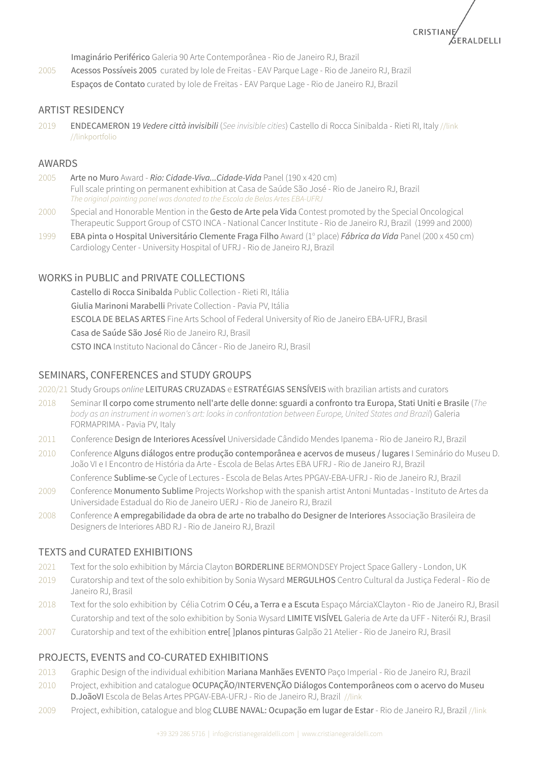**Imaginário Periférico** Galeria 90 Arte Contemporânea - Rio de Janeiro RJ, Brazil

2005 **Acessos Possíveis 2005** curated by Iole de Freitas - EAV Parque Lage - Rio de Janeiro RJ, Brazil
**Espaços de Contato** curated by Iole de Freitas - EAV Parque Lage - Rio de Janeiro RJ, Brazil

## ARTIST RESIDENCY

2019 **ENDECAMERON 19** ***Vedere città invisibili*** (*See invisible cities*) Castello di Rocca Sinibalda - Rieti RI, Italy //link //linkportfolio

## AWARDS

2005 **Arte no Muro** Award - ***Rio: Cidade-Viva...Cidade-Vida*** Panel (190 x 420 cm)
Full scale printing on permanent exhibition at Casa de Saúde São José - Rio de Janeiro RJ, Brazil
*The original painting panel was donated to the Escola de Belas Artes EBA-UFRJ*

2000 Special and Honorable Mention in the **Gesto de Arte pela Vida** Contest promoted by the Special Oncological Therapeutic Support Group of CSTO INCA - National Cancer Institute - Rio de Janeiro RJ, Brazil (1999 and 2000)

1999 **EBA pinta o Hospital Universitário Clemente Fraga Filho** Award (1º place) ***Fábrica da Vida*** Panel (200 x 450 cm)
Cardiology Center - University Hospital of UFRJ - Rio de Janeiro RJ, Brazil

## WORKS in PUBLIC and PRIVATE COLLECTIONS

**Castello di Rocca Sinibalda** Public Collection - Rieti RI, Itália
**Giulia Marinoni Marabelli** Private Collection - Pavia PV, Itália
**ESCOLA DE BELAS ARTES** Fine Arts School of Federal University of Rio de Janeiro EBA-UFRJ, Brasil
**Casa de Saúde São José** Rio de Janeiro RJ, Brasil
**CSTO INCA** Instituto Nacional do Câncer - Rio de Janeiro RJ, Brasil

## SEMINARS, CONFERENCES and STUDY GROUPS

2020/21 Study Groups *online* **LEITURAS CRUZADAS** e **ESTRATÉGIAS SENSÍVEIS** with brazilian artists and curators

2018 Seminar **Il corpo come strumento nell'arte delle donne: sguardi a confronto tra Europa, Stati Uniti e Brasile** (*The body as an instrument in women's art: looks in confrontation between Europe, United States and Brazil*) Galeria FORMAPRIMA - Pavia PV, Italy

2011 Conference **Design de Interiores Acessível** Universidade Cândido Mendes Ipanema - Rio de Janeiro RJ, Brazil

2010 Conference **Alguns diálogos entre produção contemporânea e acervos de museus / lugares** I Seminário do Museu D. João VI e I Encontro de História da Arte - Escola de Belas Artes EBA UFRJ - Rio de Janeiro RJ, Brazil
Conference **Sublime-se** Cycle of Lectures - Escola de Belas Artes PPGAV-EBA-UFRJ - Rio de Janeiro RJ, Brazil

2009 Conference **Monumento Sublime** Projects Workshop with the spanish artist Antoni Muntadas - Instituto de Artes da Universidade Estadual do Rio de Janeiro UERJ - Rio de Janeiro RJ, Brazil

2008 Conference **A empregabilidade da obra de arte no trabalho do Designer de Interiores** Associação Brasileira de Designers de Interiores ABD RJ - Rio de Janeiro RJ, Brazil

## TEXTS and CURATED EXHIBITIONS

2021 Text for the solo exhibition by Márcia Clayton **BORDERLINE** BERMONDSEY Project Space Gallery - London, UK

2019 Curatorship and text of the solo exhibition by Sonia Wysard **MERGULHOS** Centro Cultural da Justiça Federal - Rio de Janeiro RJ, Brasil

2018 Text for the solo exhibition by Célia Cotrim **O Céu, a Terra e a Escuta** Espaço MárciaXClayton - Rio de Janeiro RJ, Brasil
Curatorship and text of the solo exhibition by Sonia Wysard **LIMITE VISÍVEL** Galeria de Arte da UFF - Niterói RJ, Brasil

2007 Curatorship and text of the exhibition **entre[ ]planos pinturas** Galpão 21 Atelier - Rio de Janeiro RJ, Brasil

## PROJECTS, EVENTS and CO-CURATED EXHIBITIONS

2013 Graphic Design of the individual exhibition **Mariana Manhães EVENTO** Paço Imperial - Rio de Janeiro RJ, Brazil

2010 Project, exhibition and catalogue **OCUPAÇÃO/INTERVENÇÃO Diálogos Contemporâneos com o acervo do Museu D.JoãoVI** Escola de Belas Artes PPGAV-EBA-UFRJ - Rio de Janeiro RJ, Brazil //link

2009 Project, exhibition, catalogue and blog **CLUBE NAVAL: Ocupação em lugar de Estar** - Rio de Janeiro RJ, Brazil //link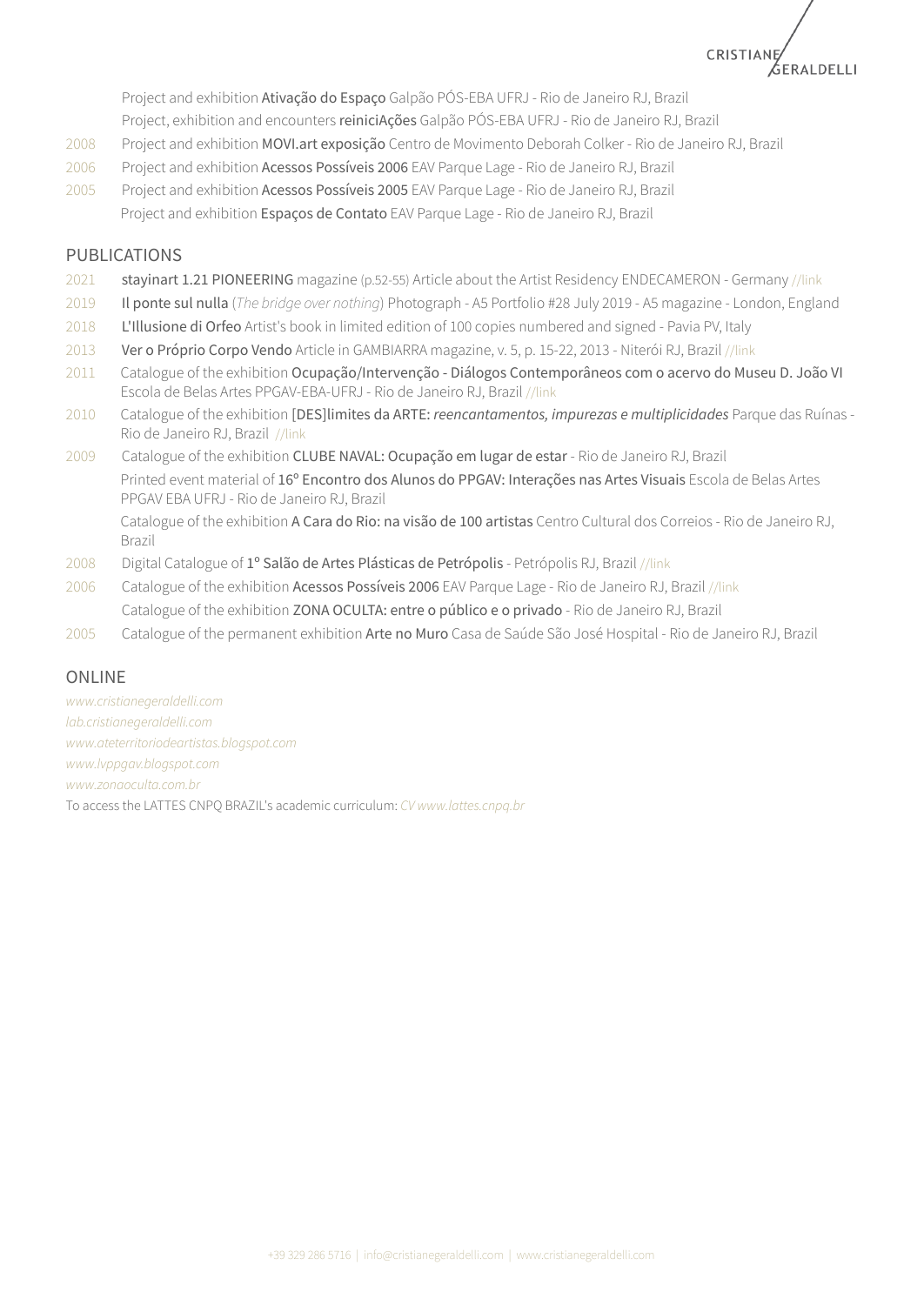Project and exhibition **Ativação do Espaço** Galpão PÓS-EBA UFRJ - Rio de Janeiro RJ, Brazil
Project, exhibition and encounters **reiniciAções** Galpão PÓS-EBA UFRJ - Rio de Janeiro RJ, Brazil

2008 Project and exhibition **MOVI.art exposição** Centro de Movimento Deborah Colker - Rio de Janeiro RJ, Brazil

2006 Project and exhibition **Acessos Possíveis 2006** EAV Parque Lage - Rio de Janeiro RJ, Brazil

2005 Project and exhibition **Acessos Possíveis 2005** EAV Parque Lage - Rio de Janeiro RJ, Brazil
Project and exhibition **Espaços de Contato** EAV Parque Lage - Rio de Janeiro RJ, Brazil

## PUBLICATIONS

2021 **stayinart 1.21 PIONEERING** magazine (p.52-55) Article about the Artist Residency ENDECAMERON - Germany //link

2019 **Il ponte sul nulla** (*The bridge over nothing*) Photograph - A5 Portfolio #28 July 2019 - A5 magazine - London, England

2018 **L'Illusione di Orfeo** Artist's book in limited edition of 100 copies numbered and signed - Pavia PV, Italy

2013 **Ver o Próprio Corpo Vendo** Article in GAMBIARRA magazine, v. 5, p. 15-22, 2013 - Niterói RJ, Brazil //link

2011 Catalogue of the exhibition **Ocupação/Intervenção - Diálogos Contemporâneos com o acervo do Museu D. João VI** Escola de Belas Artes PPGAV-EBA-UFRJ - Rio de Janeiro RJ, Brazil //link

2010 Catalogue of the exhibition **[DES]limites da ARTE:** ***reencantamentos, impurezas e multiplicidades*** Parque das Ruínas - Rio de Janeiro RJ, Brazil //link

2009 Catalogue of the exhibition **CLUBE NAVAL: Ocupação em lugar de estar** - Rio de Janeiro RJ, Brazil
Printed event material of **16º Encontro dos Alunos do PPGAV: Interações nas Artes Visuais** Escola de Belas Artes PPGAV EBA UFRJ - Rio de Janeiro RJ, Brazil
Catalogue of the exhibition **A Cara do Rio: na visão de 100 artistas** Centro Cultural dos Correios - Rio de Janeiro RJ, Brazil

2008 Digital Catalogue of **1º Salão de Artes Plásticas de Petrópolis** - Petrópolis RJ, Brazil //link

2006 Catalogue of the exhibition **Acessos Possíveis 2006** EAV Parque Lage - Rio de Janeiro RJ, Brazil //link
Catalogue of the exhibition **ZONA OCULTA: entre o público e o privado** - Rio de Janeiro RJ, Brazil

2005 Catalogue of the permanent exhibition **Arte no Muro** Casa de Saúde São José Hospital - Rio de Janeiro RJ, Brazil

## ONLINE

*www.cristianegeraldelli.com*
*lab.cristianegeraldelli.com*
*www.ateterritoriodeartistas.blogspot.com*
*www.lvppgav.blogspot.com*
*www.zonaoculta.com.br*

To access the LATTES CNPQ BRAZIL's academic curriculum: *CV www.lattes.cnpq.br*